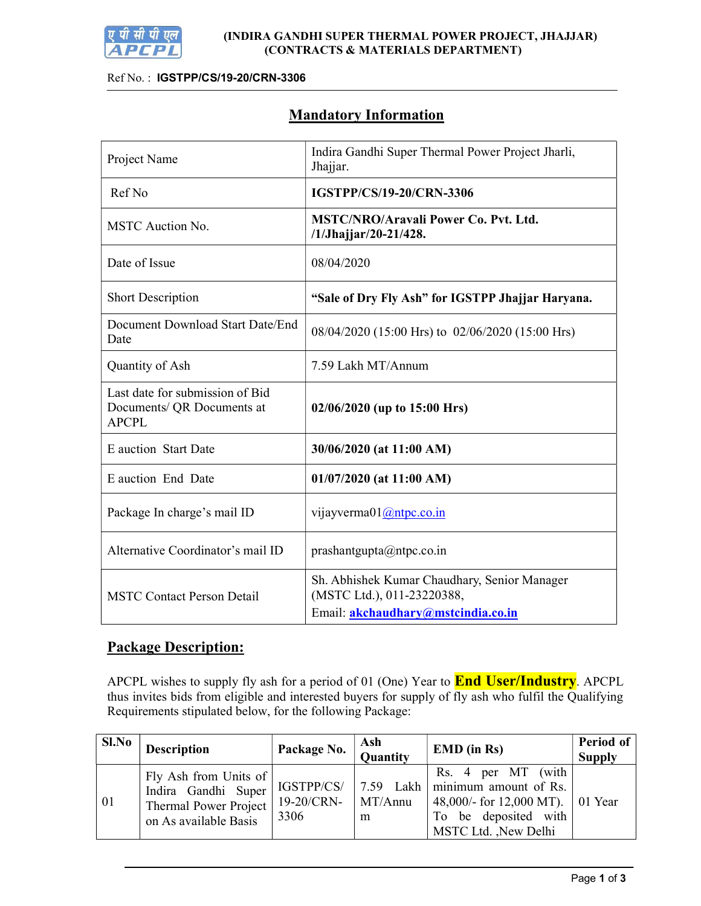(INDIRA GANDHI SUPER THERMAL POWER PROJECT, JHAJJAR)
(CONTRACTS & MATERIALS DEPARTMENT)

Ref No. : **IGSTPP/CS/19-20/CRN-3306**

## Mandatory Information

| | |
|---|---|
| Project Name | Indira Gandhi Super Thermal Power Project Jharli, Jhajjar. |
| Ref No | **IGSTPP/CS/19-20/CRN-3306** |
| MSTC Auction No. | **MSTC/NRO/Aravali Power Co. Pvt. Ltd. /1/Jhajjar/20-21/428.** |
| Date of Issue | 08/04/2020 |
| Short Description | **"Sale of Dry Fly Ash" for IGSTPP Jhajjar Haryana.** |
| Document Download Start Date/End Date | 08/04/2020 (15:00 Hrs) to 02/06/2020 (15:00 Hrs) |
| Quantity of Ash | 7.59 Lakh MT/Annum |
| Last date for submission of Bid Documents/ QR Documents at APCPL | **02/06/2020 (up to 15:00 Hrs)** |
| E auction Start Date | **30/06/2020 (at 11:00 AM)** |
| E auction End Date | **01/07/2020 (at 11:00 AM)** |
| Package In charge's mail ID | vijayverma01@ntpc.co.in |
| Alternative Coordinator's mail ID | prashantgupta@ntpc.co.in |
| MSTC Contact Person Detail | Sh. Abhishek Kumar Chaudhary, Senior Manager (MSTC Ltd.), 011-23220388, Email: **akchaudhary@mstcindia.co.in** |

## Package Description:

APCPL wishes to supply fly ash for a period of 01 (One) Year to **End User/Industry**. APCPL thus invites bids from eligible and interested buyers for supply of fly ash who fulfil the Qualifying Requirements stipulated below, for the following Package:

| Sl.No | Description | Package No. | Ash Quantity | EMD (in Rs) | Period of Supply |
|---|---|---|---|---|---|
| 01 | Fly Ash from Units of Indira Gandhi Super Thermal Power Project on As available Basis | IGSTPP/CS/19-20/CRN-3306 | 7.59 Lakh MT/Annum | Rs. 4 per MT (with minimum amount of Rs. 48,000/- for 12,000 MT). To be deposited with MSTC Ltd. ,New Delhi | 01 Year |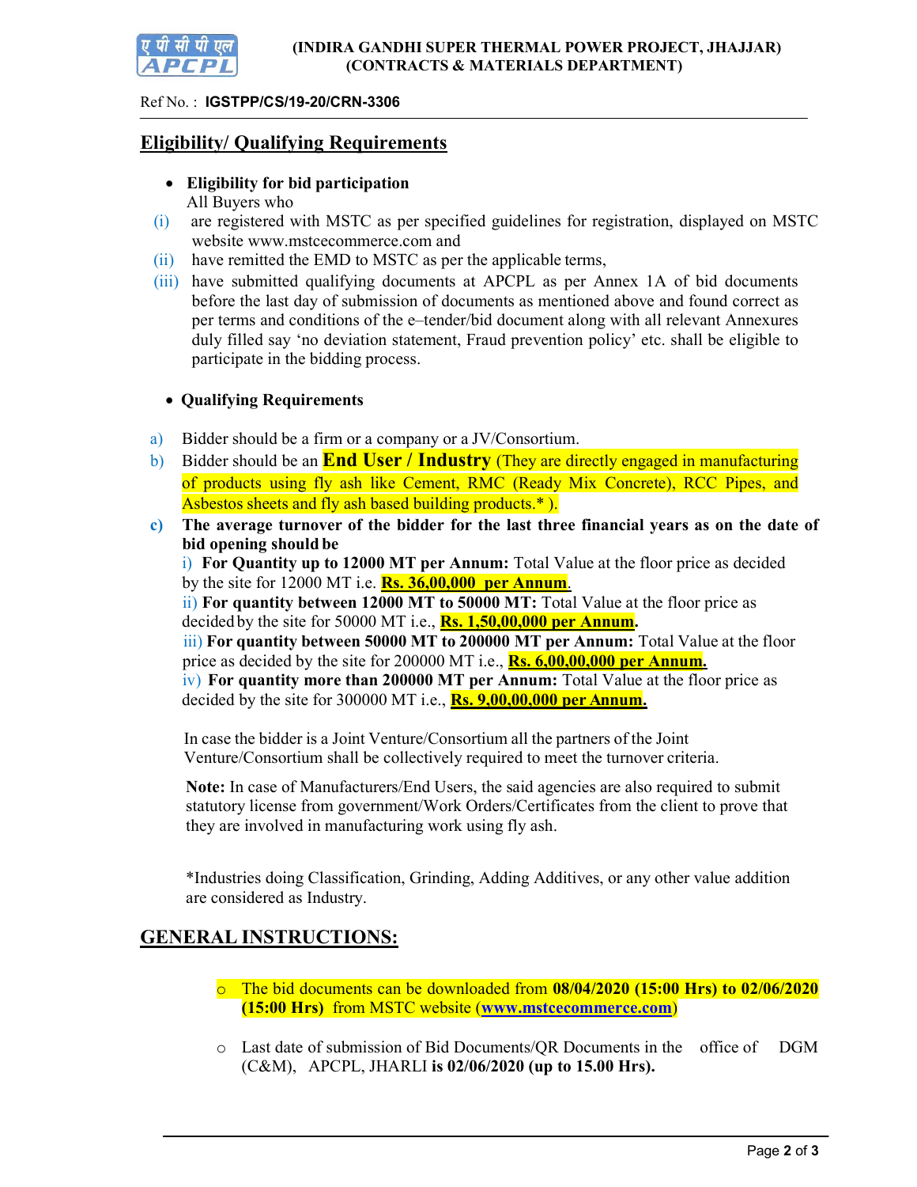(INDIRA GANDHI SUPER THERMAL POWER PROJECT, JHAJJAR)
(CONTRACTS & MATERIALS DEPARTMENT)

Ref No. : **IGSTPP/CS/19-20/CRN-3306**

## Eligibility/ Qualifying Requirements

- **Eligibility for bid participation**

  All Buyers who

  (i) are registered with MSTC as per specified guidelines for registration, displayed on MSTC website www.mstcecommerce.com and

  (ii) have remitted the EMD to MSTC as per the applicable terms,

  (iii) have submitted qualifying documents at APCPL as per Annex 1A of bid documents before the last day of submission of documents as mentioned above and found correct as per terms and conditions of the e–tender/bid document along with all relevant Annexures duly filled say 'no deviation statement, Fraud prevention policy' etc. shall be eligible to participate in the bidding process.

- **Qualifying Requirements**

a) Bidder should be a firm or a company or a JV/Consortium.

b) Bidder should be an **End User / Industry** (They are directly engaged in manufacturing of products using fly ash like Cement, RMC (Ready Mix Concrete), RCC Pipes, and Asbestos sheets and fly ash based building products.* ).

c) **The average turnover of the bidder for the last three financial years as on the date of bid opening should be**

i) **For Quantity up to 12000 MT per Annum:** Total Value at the floor price as decided by the site for 12000 MT i.e. **Rs. 36,00,000 per Annum**.

ii) **For quantity between 12000 MT to 50000 MT:** Total Value at the floor price as decided by the site for 50000 MT i.e., **Rs. 1,50,00,000 per Annum.**

iii) **For quantity between 50000 MT to 200000 MT per Annum:** Total Value at the floor price as decided by the site for 200000 MT i.e., **Rs. 6,00,00,000 per Annum.**

iv) **For quantity more than 200000 MT per Annum:** Total Value at the floor price as decided by the site for 300000 MT i.e., **Rs. 9,00,00,000 per Annum.**

In case the bidder is a Joint Venture/Consortium all the partners of the Joint Venture/Consortium shall be collectively required to meet the turnover criteria.

**Note:** In case of Manufacturers/End Users, the said agencies are also required to submit statutory license from government/Work Orders/Certificates from the client to prove that they are involved in manufacturing work using fly ash.

*Industries doing Classification, Grinding, Adding Additives, or any other value addition are considered as Industry.

## GENERAL INSTRUCTIONS:

- The bid documents can be downloaded from **08/04/2020 (15:00 Hrs) to 02/06/2020 (15:00 Hrs)** from MSTC website (www.mstcecommerce.com)

- Last date of submission of Bid Documents/QR Documents in the office of DGM (C&M), APCPL, JHARLI **is 02/06/2020 (up to 15.00 Hrs).**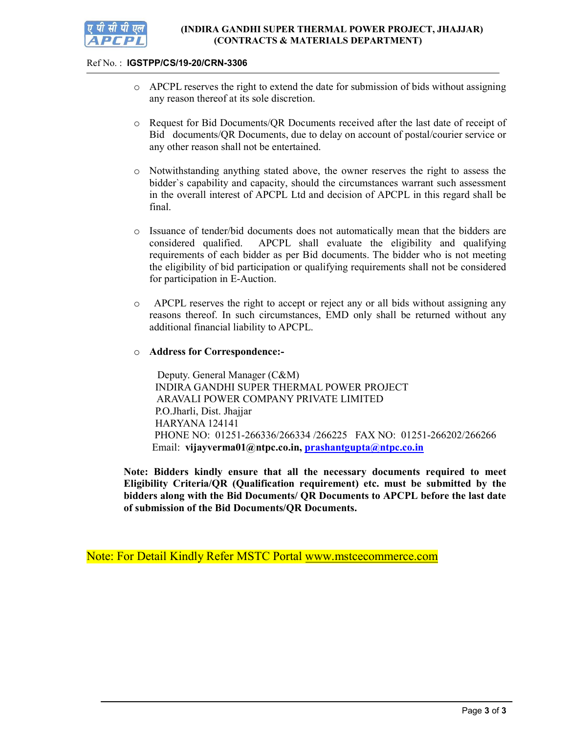- APCPL reserves the right to extend the date for submission of bids without assigning any reason thereof at its sole discretion.

- Request for Bid Documents/QR Documents received after the last date of receipt of Bid documents/QR Documents, due to delay on account of postal/courier service or any other reason shall not be entertained.

- Notwithstanding anything stated above, the owner reserves the right to assess the bidder`s capability and capacity, should the circumstances warrant such assessment in the overall interest of APCPL Ltd and decision of APCPL in this regard shall be final.

- Issuance of tender/bid documents does not automatically mean that the bidders are considered qualified. APCPL shall evaluate the eligibility and qualifying requirements of each bidder as per Bid documents. The bidder who is not meeting the eligibility of bid participation or qualifying requirements shall not be considered for participation in E-Auction.

- APCPL reserves the right to accept or reject any or all bids without assigning any reasons thereof. In such circumstances, EMD only shall be returned without any additional financial liability to APCPL.

- **Address for Correspondence:-**

  Deputy. General Manager (C&M)
  INDIRA GANDHI SUPER THERMAL POWER PROJECT
  ARAVALI POWER COMPANY PRIVATE LIMITED
  P.O.Jharli, Dist. Jhajjar
  HARYANA 124141
  PHONE NO: 01251-266336/266334 /266225 FAX NO: 01251-266202/266266
  Email: **vijayverma01@ntpc.co.in, prashantgupta@ntpc.co.in**

**Note: Bidders kindly ensure that all the necessary documents required to meet Eligibility Criteria/QR (Qualification requirement) etc. must be submitted by the bidders along with the Bid Documents/ QR Documents to APCPL before the last date of submission of the Bid Documents/QR Documents.**

Note: For Detail Kindly Refer MSTC Portal www.mstcecommerce.com